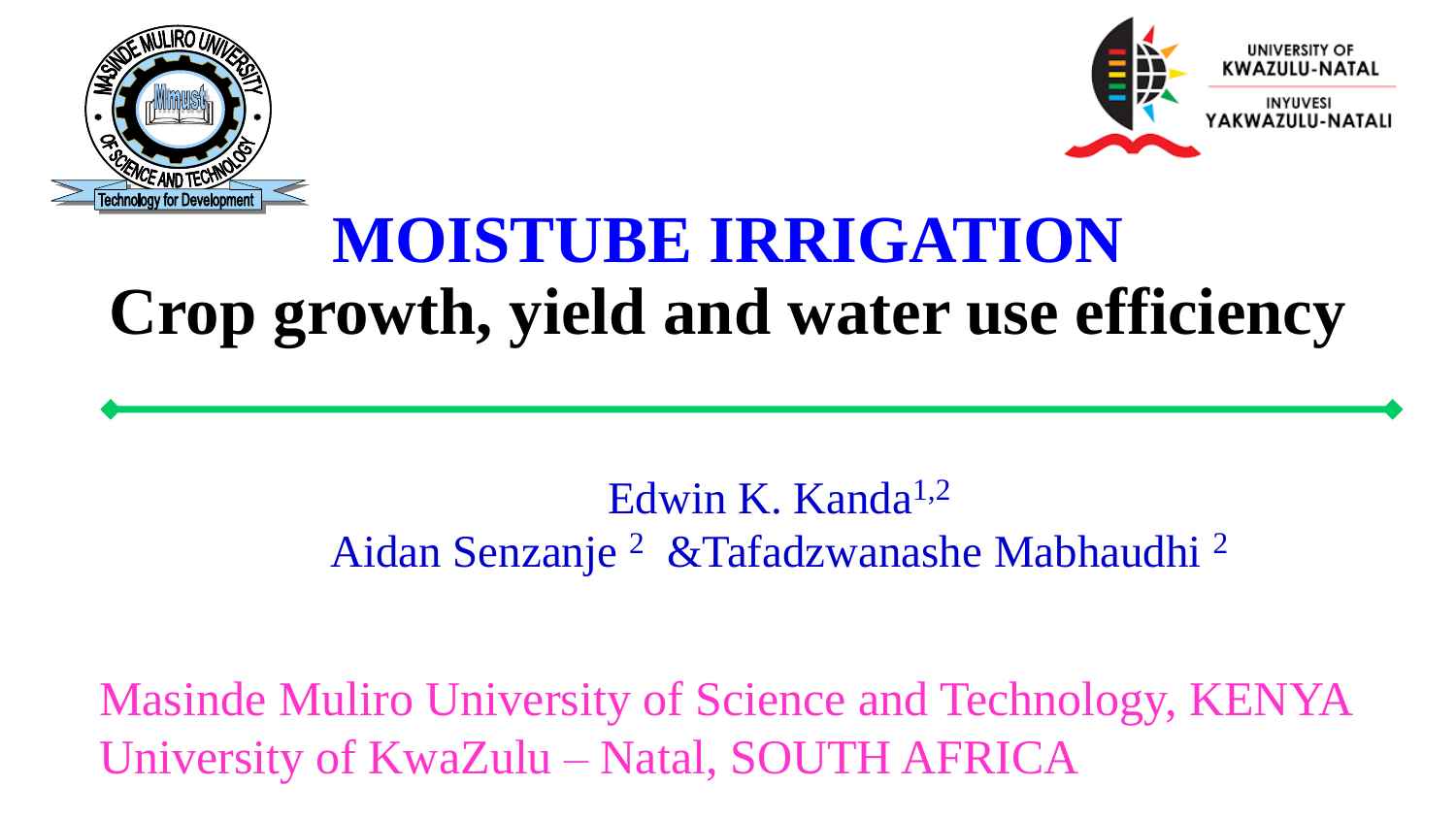# MOISTUBE IRRIGATION

## Crop growth, yield and water use efficiency

Edwin K. Kanda[1,2]
Aidan Senzanje [2] &Tafadzwanashe Mabhaudhi [2]

Masinde Muliro University of Science and Technology, KENYA
University of KwaZulu – Natal, SOUTH AFRICA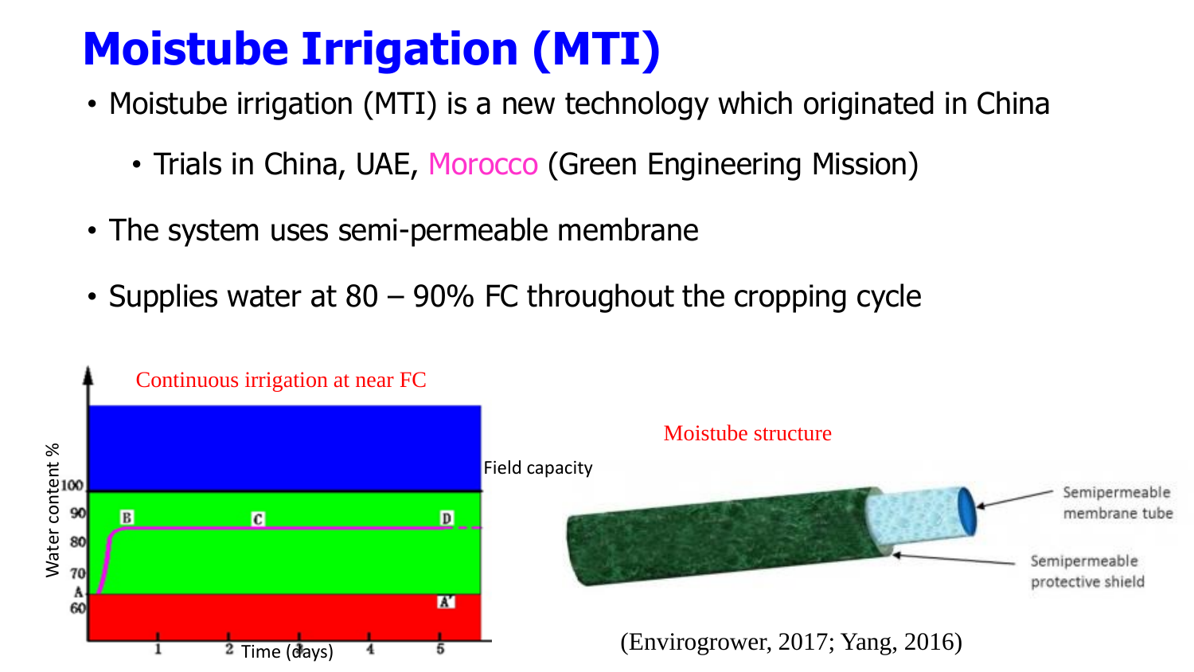# Moistube Irrigation (MTI)

- Moistube irrigation (MTI) is a new technology which originated in China
  - Trials in China, UAE, Morocco (Green Engineering Mission)
- The system uses semi-permeable membrane
- Supplies water at 80 – 90% FC throughout the cropping cycle

Continuous irrigation at near FC

Field capacity

Moistube structure

(Envirogrower, 2017; Yang, 2016)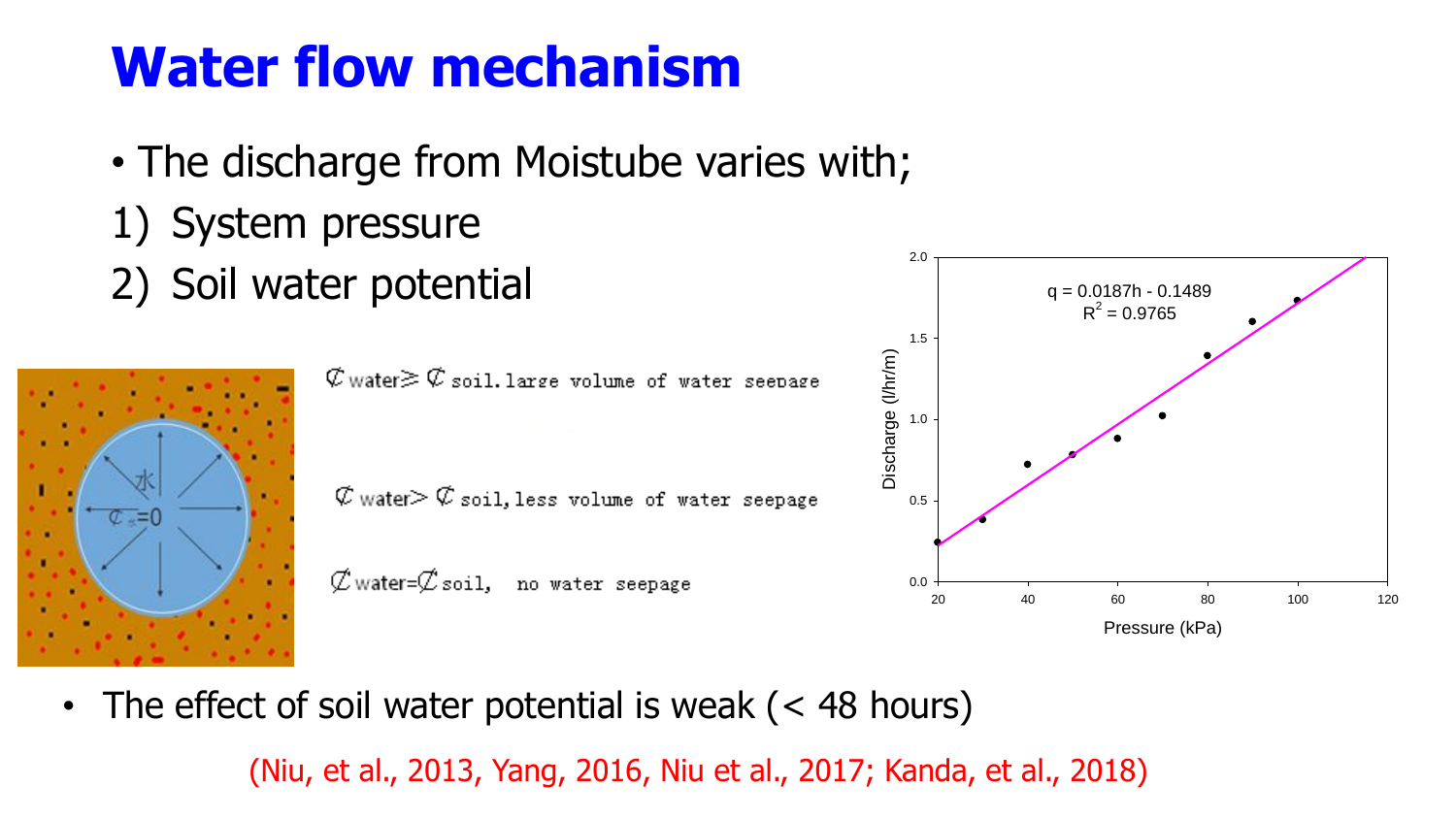# Water flow mechanism

- The discharge from Moistube varies with;

1) System pressure
2) Soil water potential

Ȼ water≥ Ȼ soil. large volume of water seepage

Ȼ water> Ȼ soil, less volume of water seepage

Ȼ water=Ȼ soil, no water seepage

$q = 0.0187h - 0.1489$
$R^2 = 0.9765$

Discharge (l/hr/m)

Pressure (kPa)

- The effect of soil water potential is weak (< 48 hours)

(Niu, et al., 2013, Yang, 2016, Niu et al., 2017; Kanda, et al., 2018)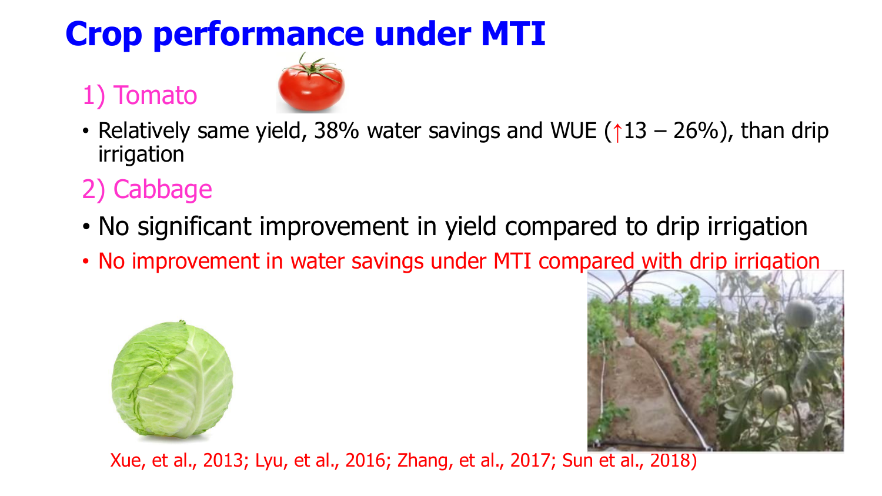# Crop performance under MTI

## 1) Tomato

- Relatively same yield, 38% water savings and WUE (↑13 – 26%), than drip irrigation

## 2) Cabbage

- No significant improvement in yield compared to drip irrigation
- No improvement in water savings under MTI compared with drip irrigation

Xue, et al., 2013; Lyu, et al., 2016; Zhang, et al., 2017; Sun et al., 2018)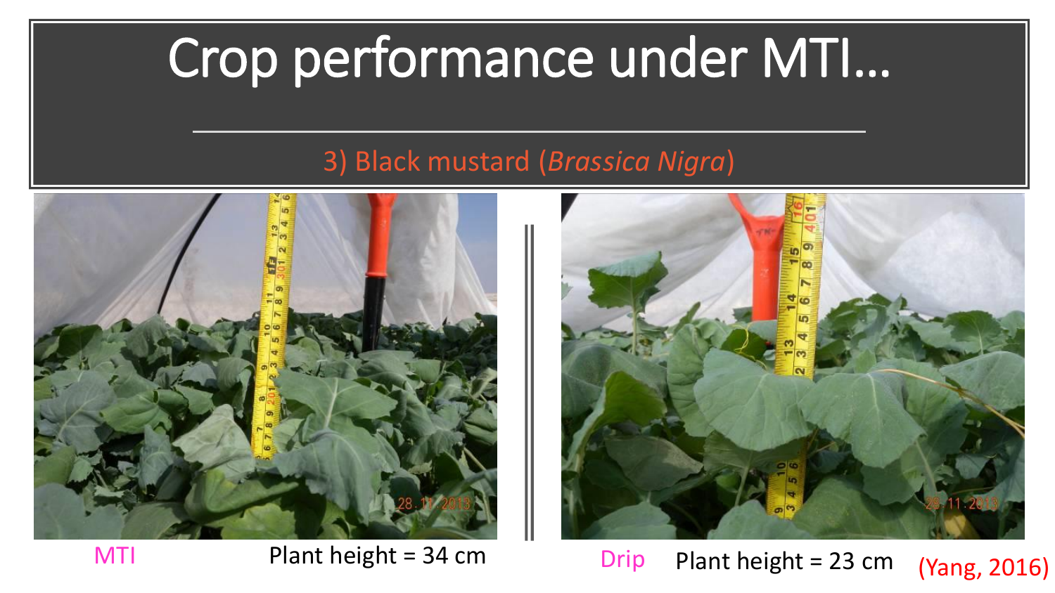# Crop performance under MTI…

## 3) Black mustard (*Brassica Nigra*)

MTI Plant height = 34 cm

Drip Plant height = 23 cm

(Yang, 2016)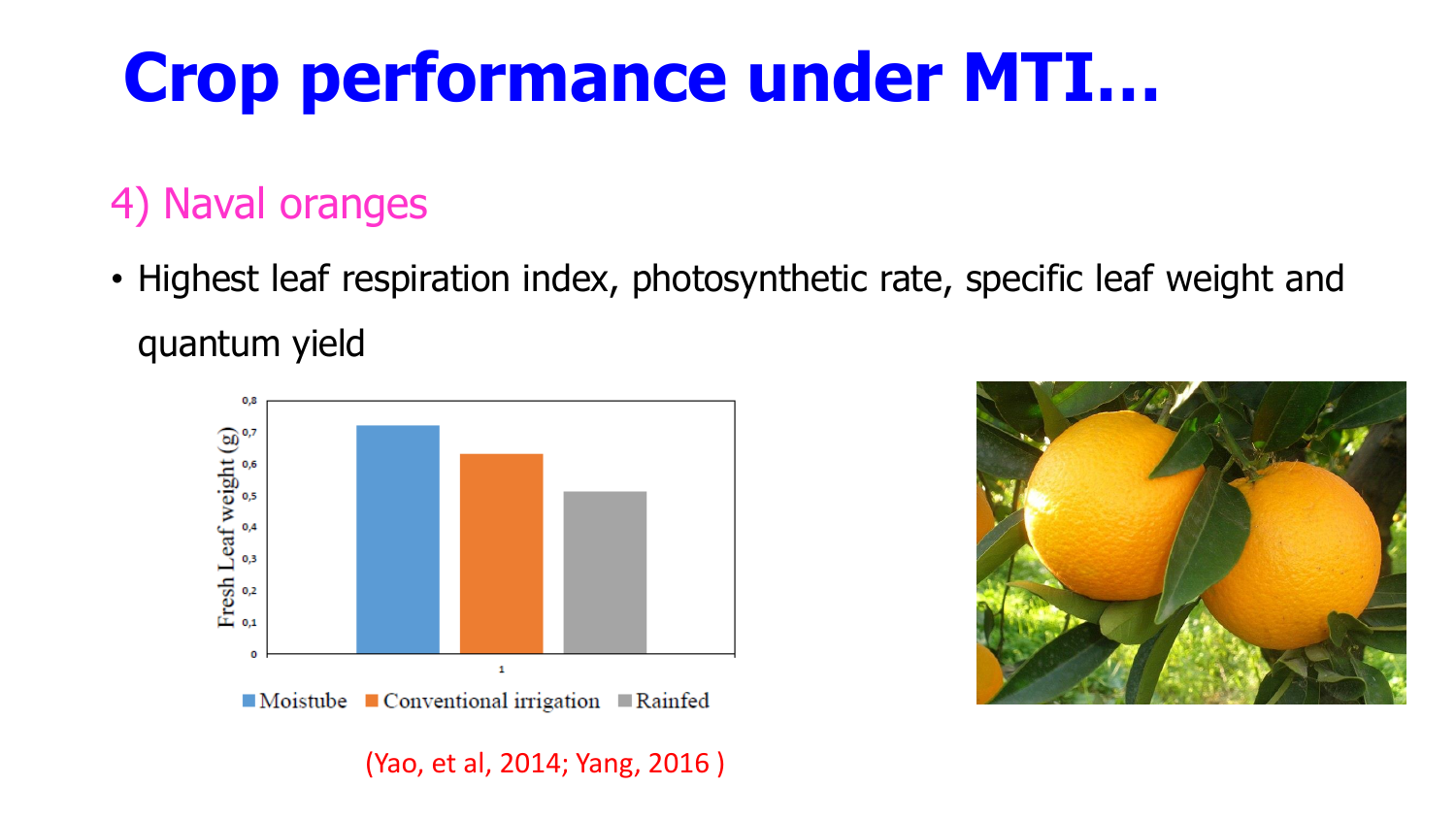# Crop performance under MTI…

## 4) Naval oranges

- Highest leaf respiration index, photosynthetic rate, specific leaf weight and quantum yield

(Yao, et al, 2014; Yang, 2016 )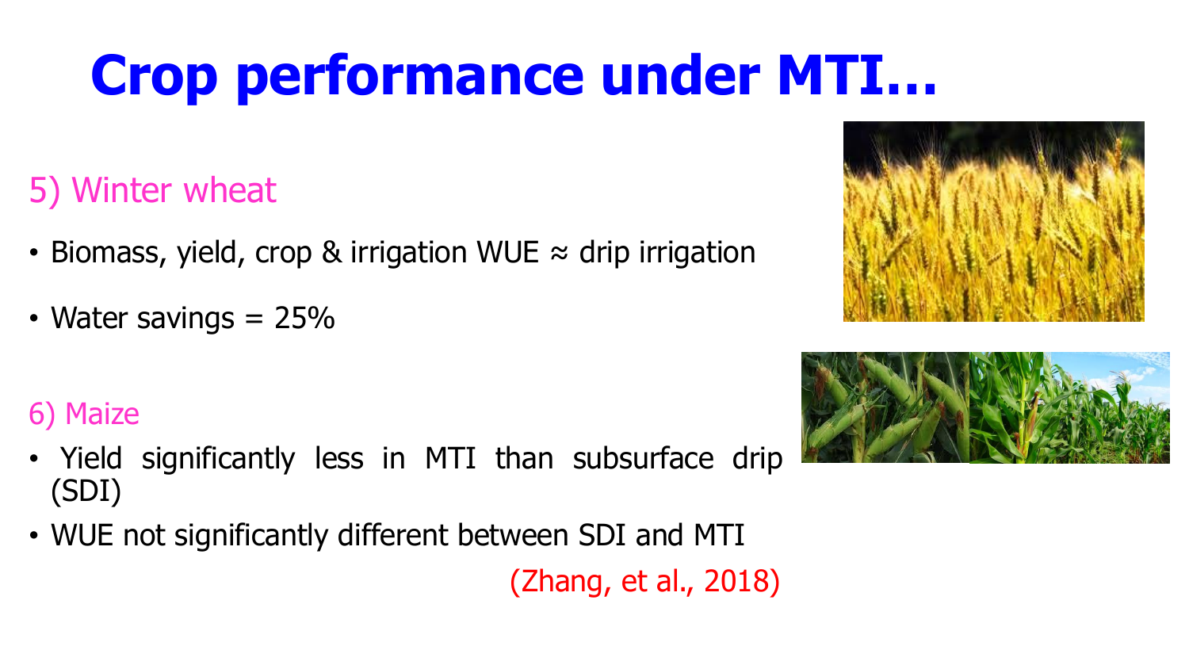# Crop performance under MTI…

## 5) Winter wheat

- Biomass, yield, crop & irrigation WUE ≈ drip irrigation
- Water savings = 25%

## 6) Maize

- Yield significantly less in MTI than subsurface drip (SDI)
- WUE not significantly different between SDI and MTI

(Zhang, et al., 2018)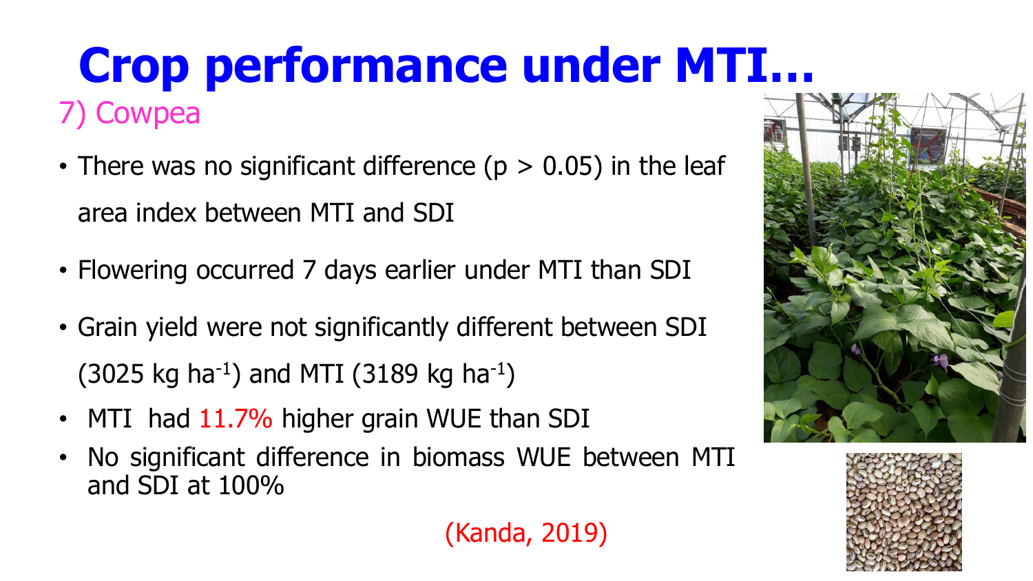# Crop performance under MTI…

## 7) Cowpea

- There was no significant difference ($p > 0.05$) in the leaf area index between MTI and SDI
- Flowering occurred 7 days earlier under MTI than SDI
- Grain yield were not significantly different between SDI (3025 kg $ha^{-1}$) and MTI (3189 kg $ha^{-1}$)
- MTI had 11.7% higher grain WUE than SDI
- No significant difference in biomass WUE between MTI and SDI at 100%

(Kanda, 2019)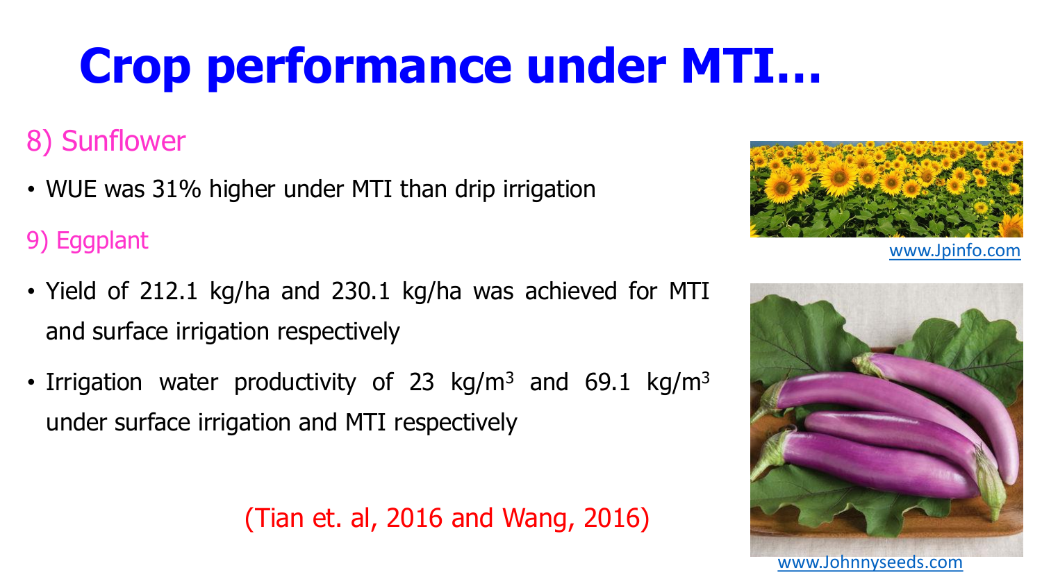# Crop performance under MTI…

## 8) Sunflower

- WUE was 31% higher under MTI than drip irrigation

## 9) Eggplant

- Yield of 212.1 kg/ha and 230.1 kg/ha was achieved for MTI and surface irrigation respectively
- Irrigation water productivity of 23 kg/$m^3$ and 69.1 kg/$m^3$ under surface irrigation and MTI respectively

(Tian et. al, 2016 and Wang, 2016)

www.Jpinfo.com

www.Johnnyseeds.com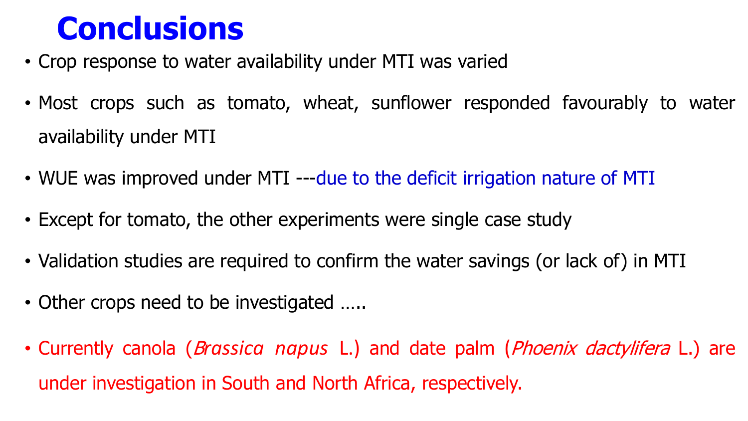# Conclusions

- Crop response to water availability under MTI was varied
- Most crops such as tomato, wheat, sunflower responded favourably to water availability under MTI
- WUE was improved under MTI ---due to the deficit irrigation nature of MTI
- Except for tomato, the other experiments were single case study
- Validation studies are required to confirm the water savings (or lack of) in MTI
- Other crops need to be investigated …..
- Currently canola (*Brassica napus* L.) and date palm (*Phoenix dactylifera* L.) are under investigation in South and North Africa, respectively.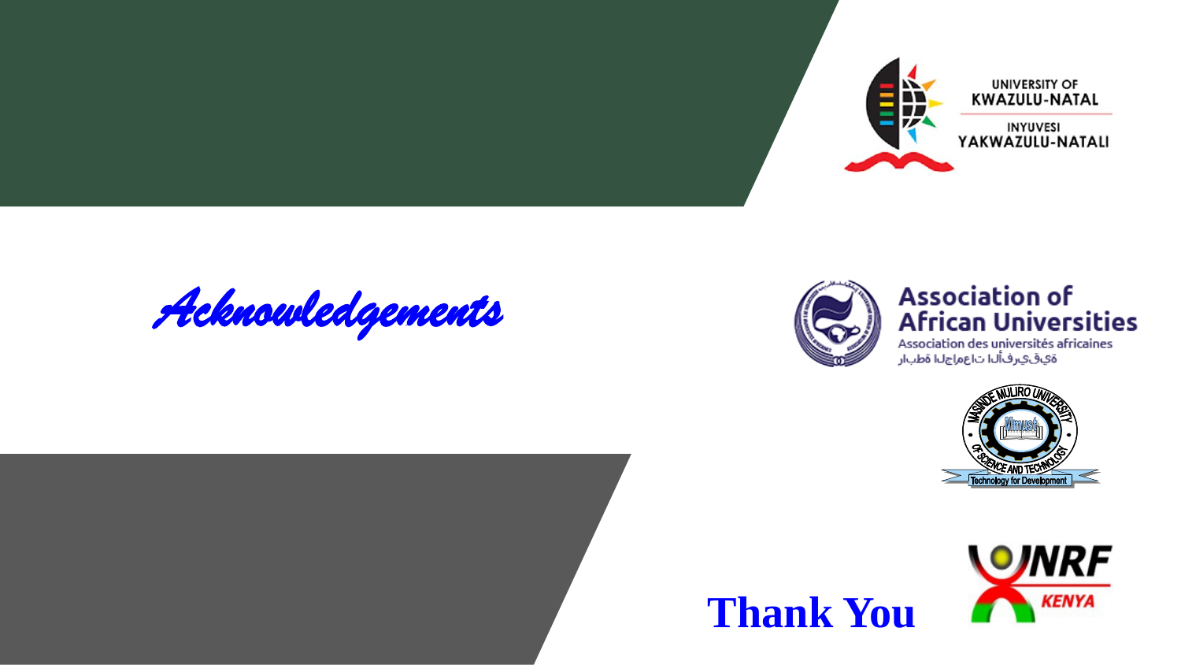# *Acknowledgements*

UNIVERSITY OF KWAZULU-NATAL

INYUVESI YAKWAZULU-NATALI

Association of African Universities

Association des universités africaines

رابطة الجامعات الأفريقية

MASINDE MULIRO UNIVERSITY OF SCIENCE AND TECHNOLOGY

Technology for Development

NRF KENYA

**Thank You**